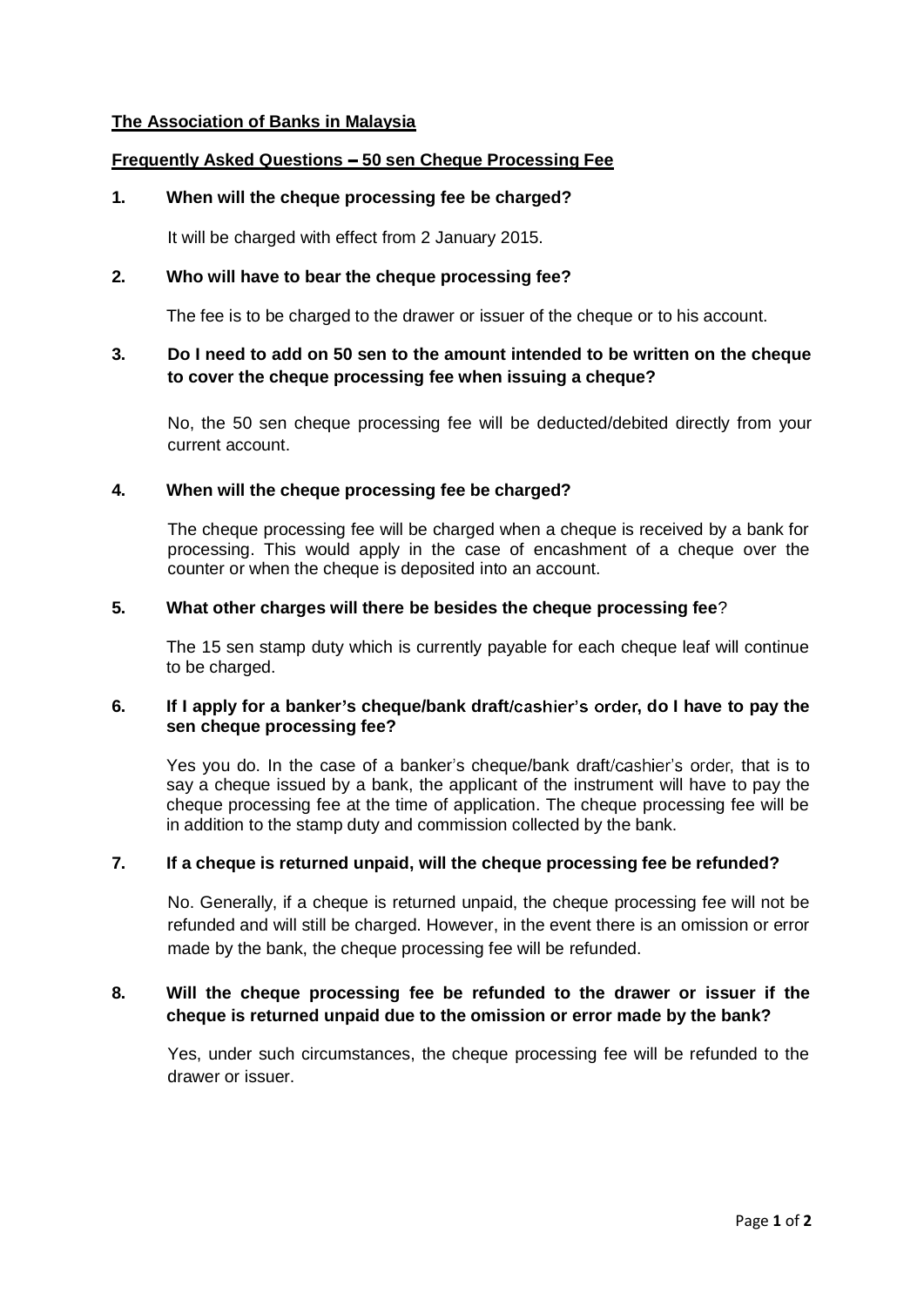**The Association of Banks in Malaysia**

**Frequently Asked Questions – 50 sen Cheque Processing Fee**

**1. When will the cheque processing fee be charged?**

It will be charged with effect from 2 January 2015.

**2. Who will have to bear the cheque processing fee?**

The fee is to be charged to the drawer or issuer of the cheque or to his account.

**3. Do I need to add on 50 sen to the amount intended to be written on the cheque to cover the cheque processing fee when issuing a cheque?**

No, the 50 sen cheque processing fee will be deducted/debited directly from your current account.

**4. When will the cheque processing fee be charged?**

The cheque processing fee will be charged when a cheque is received by a bank for processing. This would apply in the case of encashment of a cheque over the counter or when the cheque is deposited into an account.

**5. What other charges will there be besides the cheque processing fee?**

The 15 sen stamp duty which is currently payable for each cheque leaf will continue to be charged.

**6. If I apply for a banker's cheque/bank draft/cashier's order, do I have to pay the sen cheque processing fee?**

Yes you do. In the case of a banker's cheque/bank draft/cashier's order, that is to say a cheque issued by a bank, the applicant of the instrument will have to pay the cheque processing fee at the time of application. The cheque processing fee will be in addition to the stamp duty and commission collected by the bank.

**7. If a cheque is returned unpaid, will the cheque processing fee be refunded?**

No. Generally, if a cheque is returned unpaid, the cheque processing fee will not be refunded and will still be charged. However, in the event there is an omission or error made by the bank, the cheque processing fee will be refunded.

**8. Will the cheque processing fee be refunded to the drawer or issuer if the cheque is returned unpaid due to the omission or error made by the bank?**

Yes, under such circumstances, the cheque processing fee will be refunded to the drawer or issuer.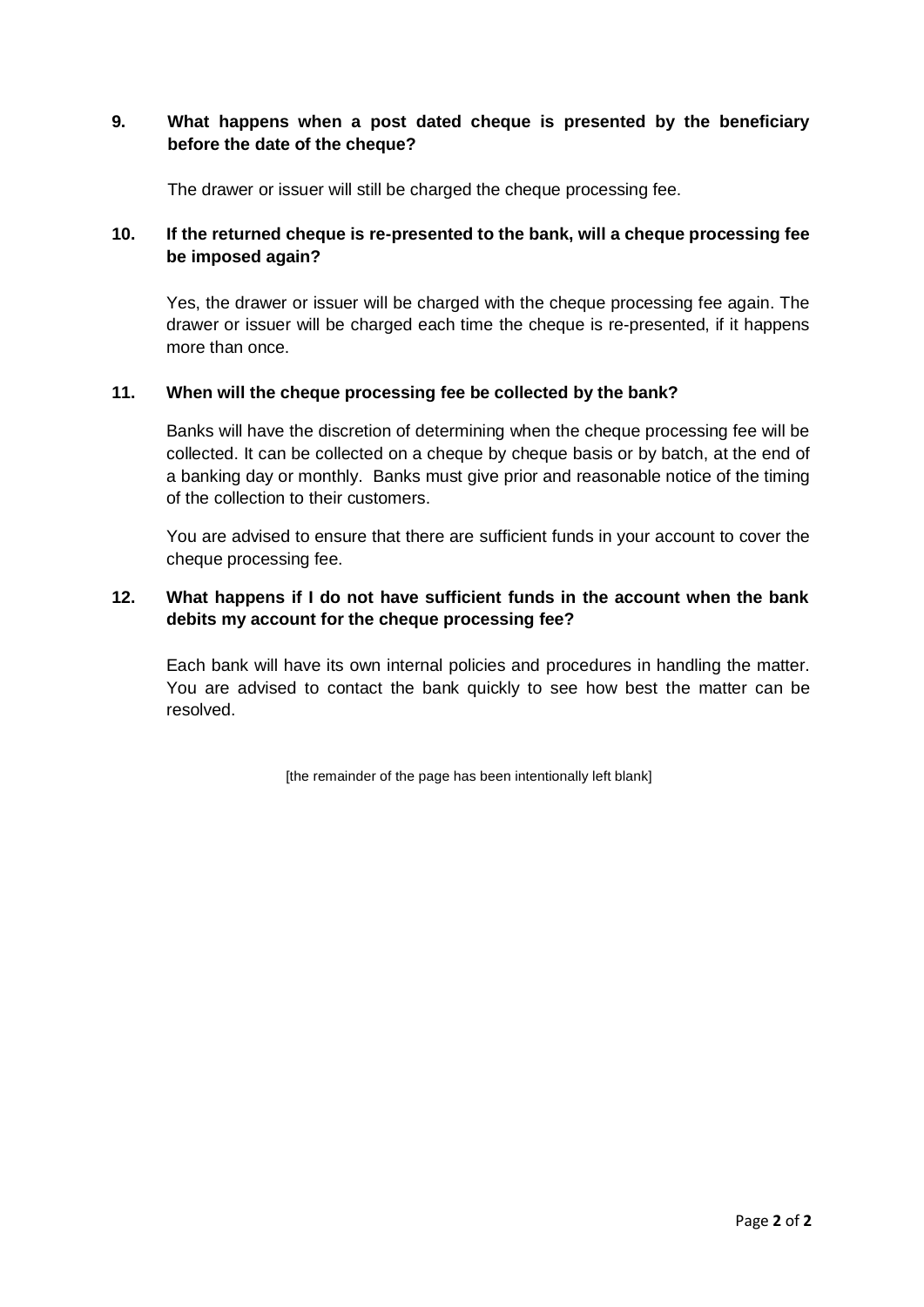**9. What happens when a post dated cheque is presented by the beneficiary before the date of the cheque?**

The drawer or issuer will still be charged the cheque processing fee.

**10. If the returned cheque is re-presented to the bank, will a cheque processing fee be imposed again?**

Yes, the drawer or issuer will be charged with the cheque processing fee again. The drawer or issuer will be charged each time the cheque is re-presented, if it happens more than once.

**11. When will the cheque processing fee be collected by the bank?**

Banks will have the discretion of determining when the cheque processing fee will be collected. It can be collected on a cheque by cheque basis or by batch, at the end of a banking day or monthly. Banks must give prior and reasonable notice of the timing of the collection to their customers.

You are advised to ensure that there are sufficient funds in your account to cover the cheque processing fee.

**12. What happens if I do not have sufficient funds in the account when the bank debits my account for the cheque processing fee?**

Each bank will have its own internal policies and procedures in handling the matter. You are advised to contact the bank quickly to see how best the matter can be resolved.

[the remainder of the page has been intentionally left blank]